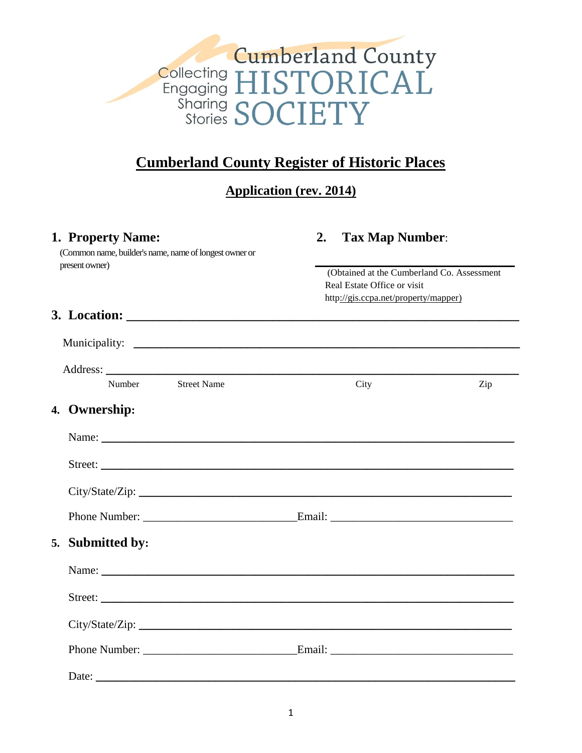Cumberland County HISTORICAL SOCIETY

Collecting Engaging Sharing Stories

# Cumberland County Register of Historic Places

## Application (rev. 2014)

**1. Property Name:**
(Common name, builder's name, name of longest owner or present owner)

**2. Tax Map Number:**

\_\_\_\_\_\_\_\_\_\_\_\_\_\_\_\_\_\_\_\_\_\_\_\_\_\_\_\_\_\_

(Obtained at the Cumberland Co. Assessment Real Estate Office or visit http://gis.ccpa.net/property/mapper)

**3. Location:** \_\_\_\_\_\_\_\_\_\_\_\_\_\_\_\_\_\_\_\_\_\_\_\_\_\_\_\_\_\_\_\_\_\_\_\_\_\_\_\_\_\_\_\_\_\_\_\_\_\_\_\_\_\_\_\_\_\_

Municipality: \_\_\_\_\_\_\_\_\_\_\_\_\_\_\_\_\_\_\_\_\_\_\_\_\_\_\_\_\_\_\_\_\_\_\_\_\_\_\_\_\_\_\_\_\_\_\_\_\_\_\_\_\_\_

Address: \_\_\_\_\_\_\_\_\_\_\_\_\_\_\_\_\_\_\_\_\_\_\_\_\_\_\_\_\_\_\_\_\_\_\_\_\_\_\_\_\_\_\_\_\_\_\_\_\_\_\_\_\_\_\_\_\_\_
Number Street Name City Zip

**4. Ownership:**

Name: \_\_\_\_\_\_\_\_\_\_\_\_\_\_\_\_\_\_\_\_\_\_\_\_\_\_\_\_\_\_\_\_\_\_\_\_\_\_\_\_\_\_\_\_\_\_\_\_\_\_\_\_\_\_\_\_\_\_

Street: \_\_\_\_\_\_\_\_\_\_\_\_\_\_\_\_\_\_\_\_\_\_\_\_\_\_\_\_\_\_\_\_\_\_\_\_\_\_\_\_\_\_\_\_\_\_\_\_\_\_\_\_\_\_\_\_\_\_

City/State/Zip: \_\_\_\_\_\_\_\_\_\_\_\_\_\_\_\_\_\_\_\_\_\_\_\_\_\_\_\_\_\_\_\_\_\_\_\_\_\_\_\_\_\_\_\_\_\_\_\_\_\_\_\_

Phone Number: \_\_\_\_\_\_\_\_\_\_\_\_\_\_\_\_\_\_\_\_\_\_\_\_\_\_ Email: \_\_\_\_\_\_\_\_\_\_\_\_\_\_\_\_\_\_\_\_\_\_\_\_\_\_\_\_\_

**5. Submitted by:**

Name: \_\_\_\_\_\_\_\_\_\_\_\_\_\_\_\_\_\_\_\_\_\_\_\_\_\_\_\_\_\_\_\_\_\_\_\_\_\_\_\_\_\_\_\_\_\_\_\_\_\_\_\_\_\_\_\_\_\_

Street: \_\_\_\_\_\_\_\_\_\_\_\_\_\_\_\_\_\_\_\_\_\_\_\_\_\_\_\_\_\_\_\_\_\_\_\_\_\_\_\_\_\_\_\_\_\_\_\_\_\_\_\_\_\_\_\_\_\_

City/State/Zip: \_\_\_\_\_\_\_\_\_\_\_\_\_\_\_\_\_\_\_\_\_\_\_\_\_\_\_\_\_\_\_\_\_\_\_\_\_\_\_\_\_\_\_\_\_\_\_\_\_\_\_\_

Phone Number: \_\_\_\_\_\_\_\_\_\_\_\_\_\_\_\_\_\_\_\_\_\_\_\_\_\_ Email: \_\_\_\_\_\_\_\_\_\_\_\_\_\_\_\_\_\_\_\_\_\_\_\_\_\_\_\_\_

Date: \_\_\_\_\_\_\_\_\_\_\_\_\_\_\_\_\_\_\_\_\_\_\_\_\_\_\_\_\_\_\_\_\_\_\_\_\_\_\_\_\_\_\_\_\_\_\_\_\_\_\_\_\_\_\_\_\_\_\_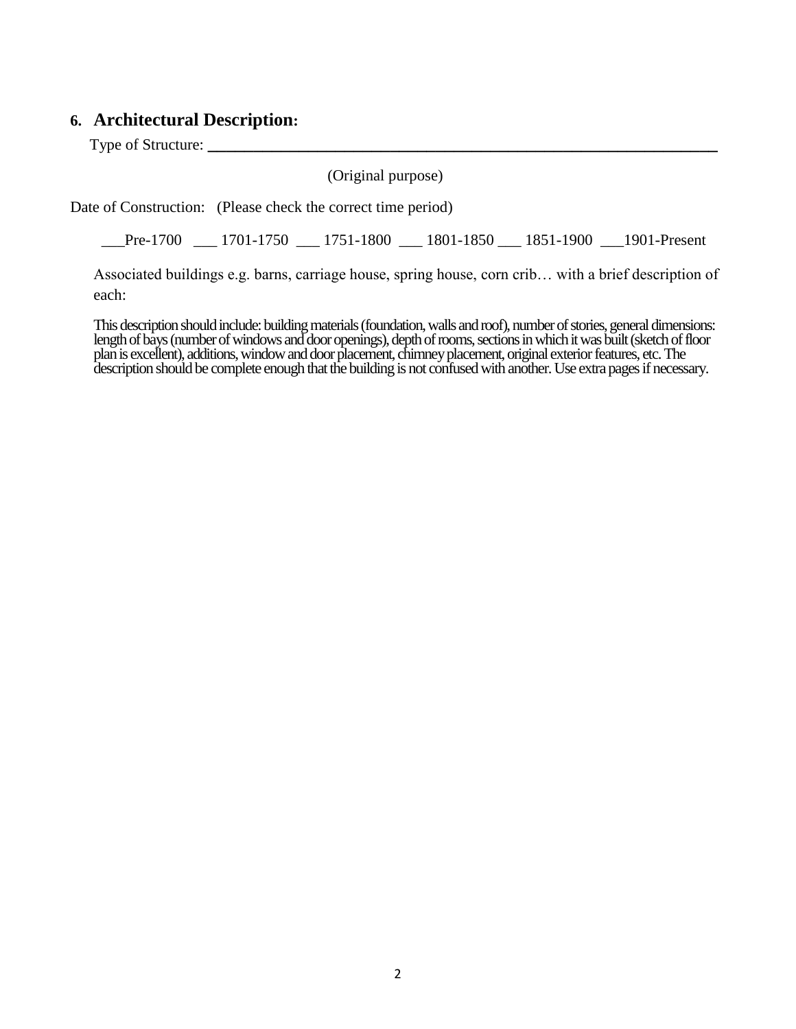## 6. Architectural Description:

Type of Structure: ______________________________________________________________

(Original purpose)

Date of Construction: (Please check the correct time period)

___Pre-1700 ___ 1701-1750 ___ 1751-1800 ___ 1801-1850 ___ 1851-1900 ___1901-Present

Associated buildings e.g. barns, carriage house, spring house, corn crib… with a brief description of each:

This description should include: building materials (foundation, walls and roof), number of stories, general dimensions: length of bays (number of windows and door openings), depth of rooms, sections in which it was built (sketch of floor plan is excellent), additions, window and door placement, chimney placement, original exterior features, etc. The description should be complete enough that the building is not confused with another. Use extra pages if necessary.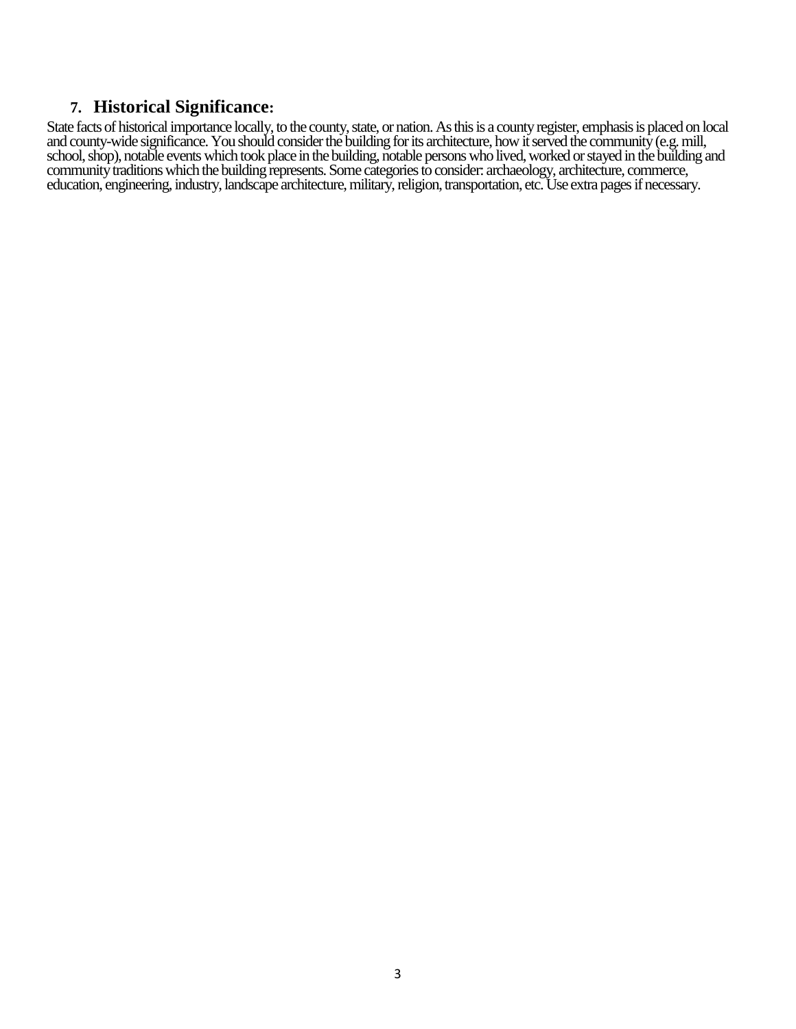## 7. Historical Significance:

State facts of historical importance locally, to the county, state, or nation. As this is a county register, emphasis is placed on local and county-wide significance. You should consider the building for its architecture, how it served the community (e.g. mill, school, shop), notable events which took place in the building, notable persons who lived, worked or stayed in the building and community traditions which the building represents. Some categories to consider: archaeology, architecture, commerce, education, engineering, industry, landscape architecture, military, religion, transportation, etc. Use extra pages if necessary.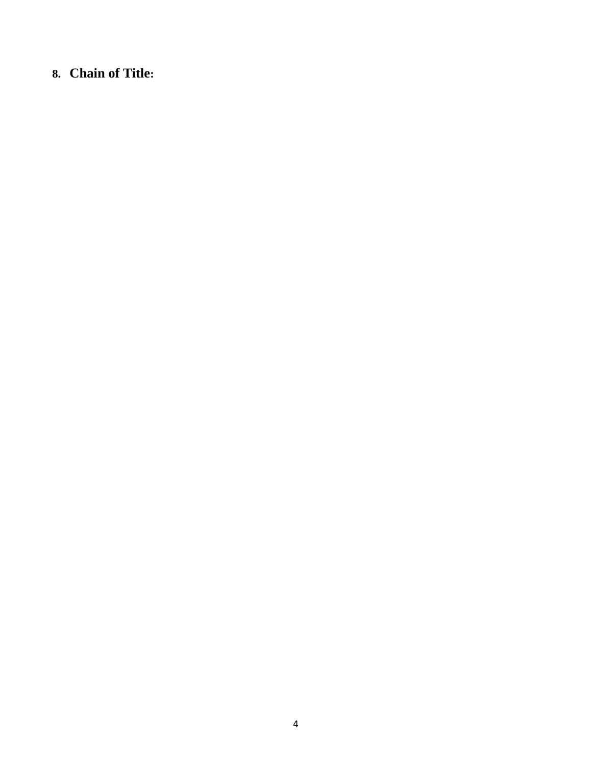8. **Chain of Title:**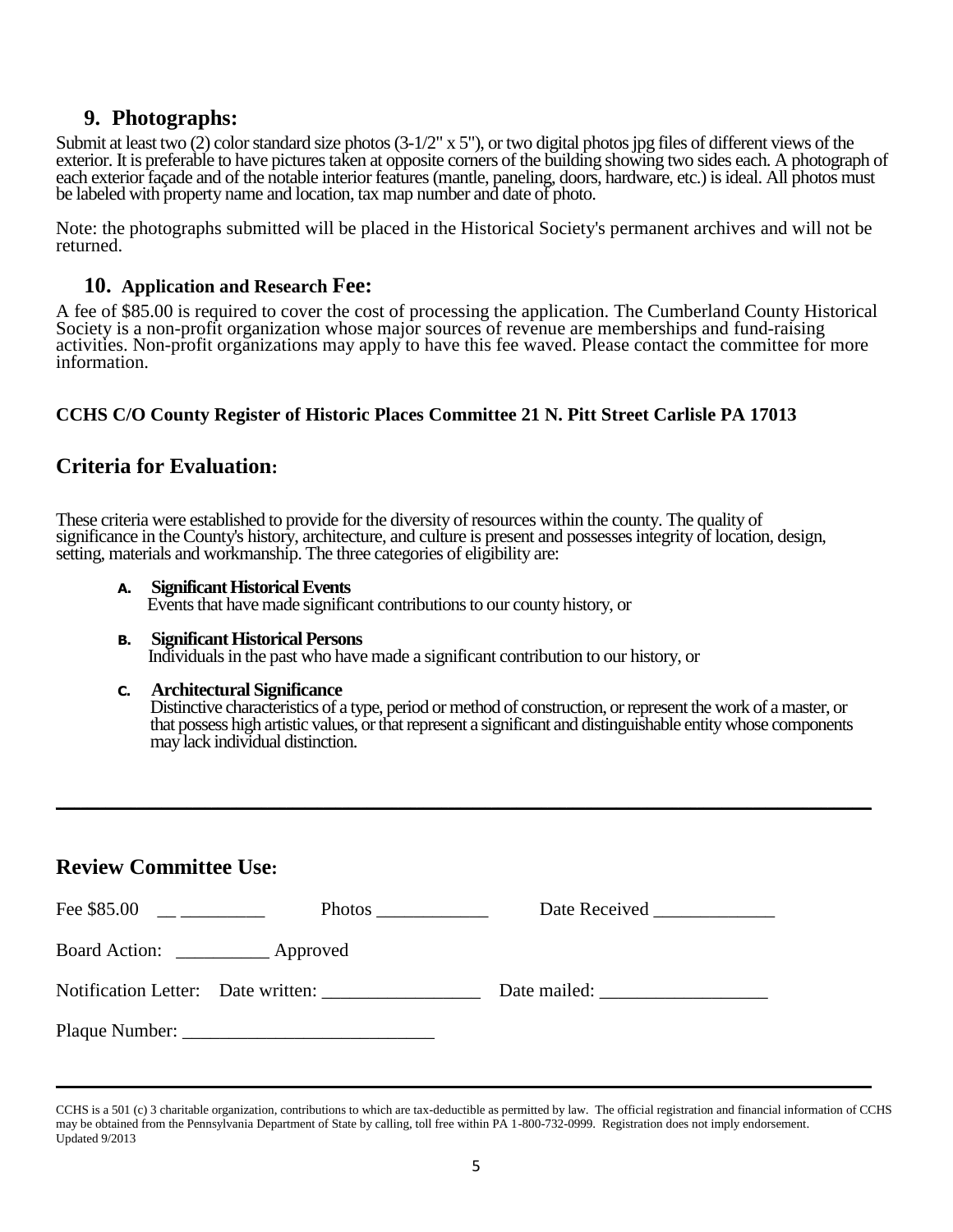## 9. Photographs:

Submit at least two (2) color standard size photos (3-1/2" x 5"), or two digital photos jpg files of different views of the exterior. It is preferable to have pictures taken at opposite corners of the building showing two sides each. A photograph of each exterior façade and of the notable interior features (mantle, paneling, doors, hardware, etc.) is ideal. All photos must be labeled with property name and location, tax map number and date of photo.

Note: the photographs submitted will be placed in the Historical Society's permanent archives and will not be returned.

## 10. Application and Research Fee:

A fee of $85.00 is required to cover the cost of processing the application. The Cumberland County Historical Society is a non-profit organization whose major sources of revenue are memberships and fund-raising activities. Non-profit organizations may apply to have this fee waved. Please contact the committee for more information.

**CCHS C/O County Register of Historic Places Committee 21 N. Pitt Street Carlisle PA 17013**

## Criteria for Evaluation:

These criteria were established to provide for the diversity of resources within the county. The quality of significance in the County's history, architecture, and culture is present and possesses integrity of location, design, setting, materials and workmanship. The three categories of eligibility are:

A. **Significant Historical Events**
   Events that have made significant contributions to our county history, or

B. **Significant Historical Persons**
   Individuals in the past who have made a significant contribution to our history, or

C. **Architectural Significance**
   Distinctive characteristics of a type, period or method of construction, or represent the work of a master, or that possess high artistic values, or that represent a significant and distinguishable entity whose components may lack individual distinction.

---

## Review Committee Use:

Fee $85.00 __ _________ Photos ____________ Date Received _____________

Board Action: __________ Approved

Notification Letter: Date written: _________________ Date mailed: __________________

Plaque Number: ___________________________

---

CCHS is a 501 (c) 3 charitable organization, contributions to which are tax-deductible as permitted by law. The official registration and financial information of CCHS may be obtained from the Pennsylvania Department of State by calling, toll free within PA 1-800-732-0999. Registration does not imply endorsement.
Updated 9/2013